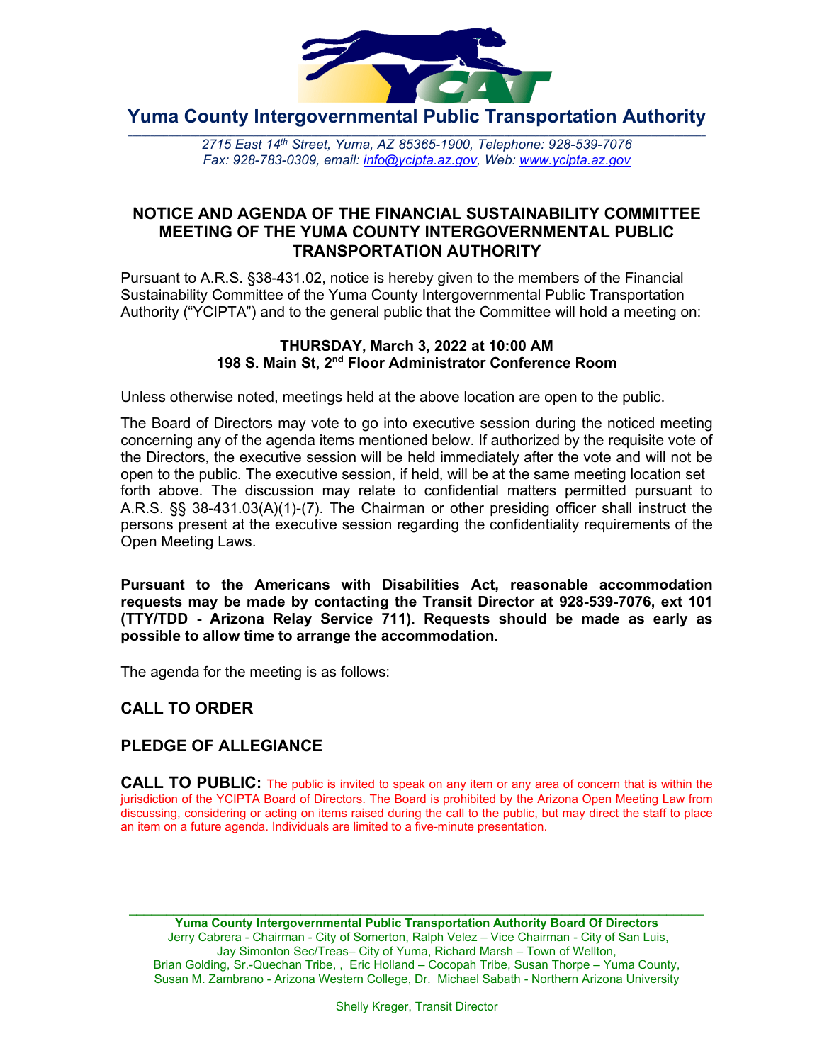# Yuma County Intergovernmental Public Transportation Authority

*2715 East 14th Street, Yuma, AZ 85365-1900, Telephone: 928-539-7076*
*Fax: 928-783-0309, email: info@ycipta.az.gov, Web: www.ycipta.az.gov*

## NOTICE AND AGENDA OF THE FINANCIAL SUSTAINABILITY COMMITTEE MEETING OF THE YUMA COUNTY INTERGOVERNMENTAL PUBLIC TRANSPORTATION AUTHORITY

Pursuant to A.R.S. §38-431.02, notice is hereby given to the members of the Financial Sustainability Committee of the Yuma County Intergovernmental Public Transportation Authority ("YCIPTA") and to the general public that the Committee will hold a meeting on:

**THURSDAY, March 3, 2022 at 10:00 AM**
**198 S. Main St, 2nd Floor Administrator Conference Room**

Unless otherwise noted, meetings held at the above location are open to the public.

The Board of Directors may vote to go into executive session during the noticed meeting concerning any of the agenda items mentioned below. If authorized by the requisite vote of the Directors, the executive session will be held immediately after the vote and will not be open to the public. The executive session, if held, will be at the same meeting location set forth above. The discussion may relate to confidential matters permitted pursuant to A.R.S. §§ 38-431.03(A)(1)-(7). The Chairman or other presiding officer shall instruct the persons present at the executive session regarding the confidentiality requirements of the Open Meeting Laws.

**Pursuant to the Americans with Disabilities Act, reasonable accommodation requests may be made by contacting the Transit Director at 928-539-7076, ext 101 (TTY/TDD - Arizona Relay Service 711). Requests should be made as early as possible to allow time to arrange the accommodation.**

The agenda for the meeting is as follows:

### CALL TO ORDER

### PLEDGE OF ALLEGIANCE

**CALL TO PUBLIC:** The public is invited to speak on any item or any area of concern that is within the jurisdiction of the YCIPTA Board of Directors. The Board is prohibited by the Arizona Open Meeting Law from discussing, considering or acting on items raised during the call to the public, but may direct the staff to place an item on a future agenda. Individuals are limited to a five-minute presentation.

---

**Yuma County Intergovernmental Public Transportation Authority Board Of Directors**
Jerry Cabrera - Chairman - City of Somerton, Ralph Velez – Vice Chairman - City of San Luis, Jay Simonton Sec/Treas– City of Yuma, Richard Marsh – Town of Wellton, Brian Golding, Sr.-Quechan Tribe, , Eric Holland – Cocopah Tribe, Susan Thorpe – Yuma County, Susan M. Zambrano - Arizona Western College, Dr. Michael Sabath - Northern Arizona University

Shelly Kreger, Transit Director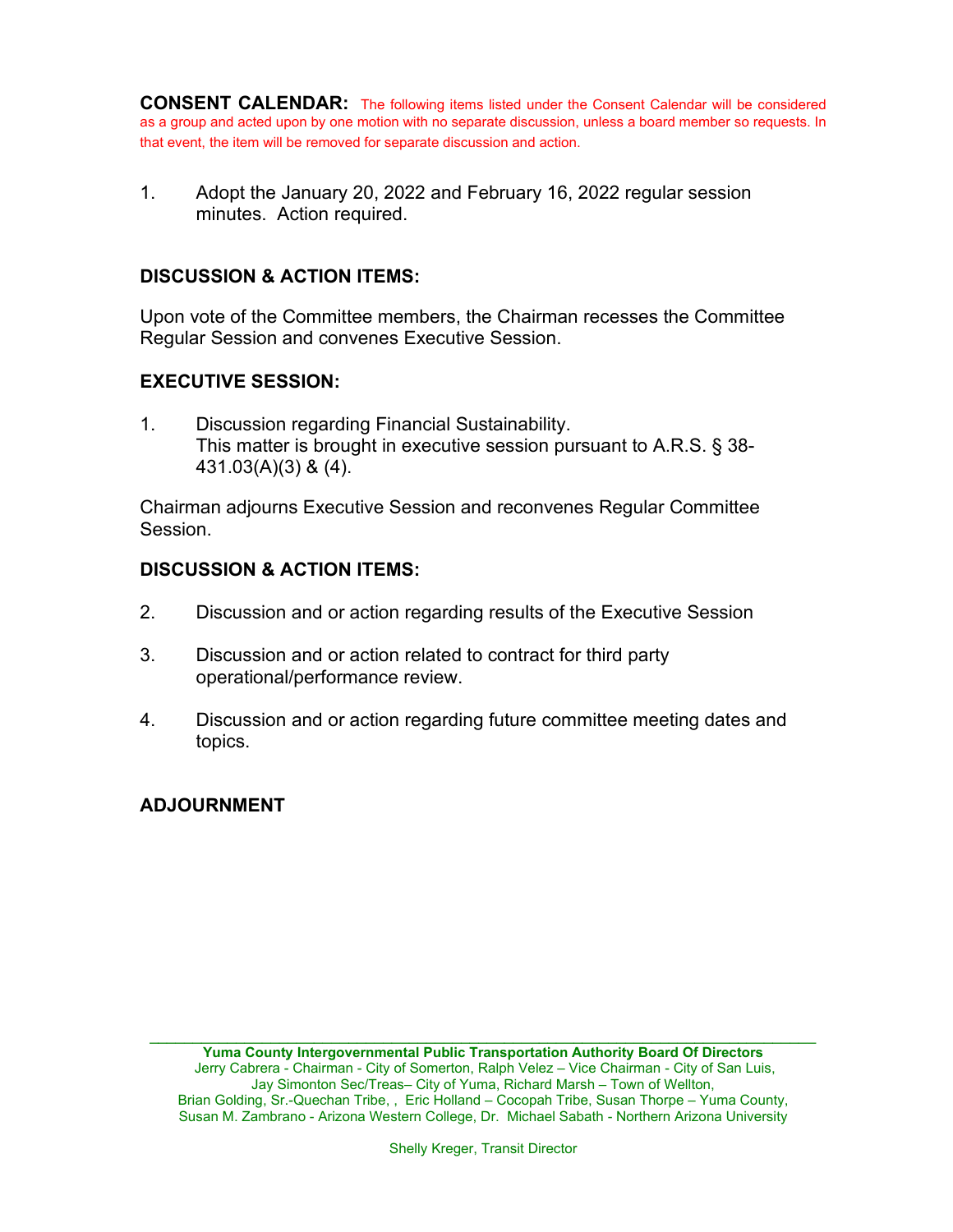**CONSENT CALENDAR:** The following items listed under the Consent Calendar will be considered as a group and acted upon by one motion with no separate discussion, unless a board member so requests. In that event, the item will be removed for separate discussion and action.

1. Adopt the January 20, 2022 and February 16, 2022 regular session minutes. Action required.

**DISCUSSION & ACTION ITEMS:**

Upon vote of the Committee members, the Chairman recesses the Committee Regular Session and convenes Executive Session.

**EXECUTIVE SESSION:**

1. Discussion regarding Financial Sustainability.
   This matter is brought in executive session pursuant to A.R.S. § 38-431.03(A)(3) & (4).

Chairman adjourns Executive Session and reconvenes Regular Committee Session.

**DISCUSSION & ACTION ITEMS:**

2. Discussion and or action regarding results of the Executive Session

3. Discussion and or action related to contract for third party operational/performance review.

4. Discussion and or action regarding future committee meeting dates and topics.

**ADJOURNMENT**

---

**Yuma County Intergovernmental Public Transportation Authority Board Of Directors**
Jerry Cabrera - Chairman - City of Somerton, Ralph Velez – Vice Chairman - City of San Luis,
Jay Simonton Sec/Treas– City of Yuma, Richard Marsh – Town of Wellton,
Brian Golding, Sr.-Quechan Tribe, , Eric Holland – Cocopah Tribe, Susan Thorpe – Yuma County,
Susan M. Zambrano - Arizona Western College, Dr. Michael Sabath - Northern Arizona University

Shelly Kreger, Transit Director